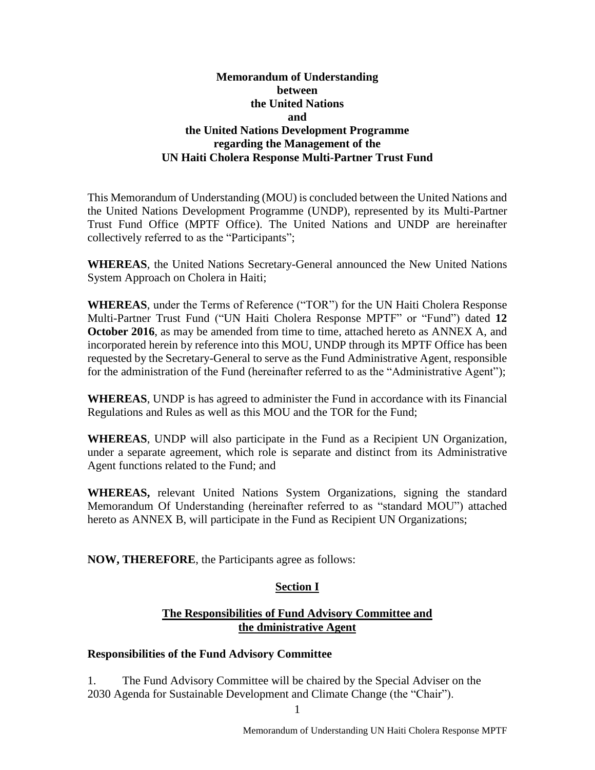**Memorandum of Understanding**
**between**
**the United Nations**
**and**
**the United Nations Development Programme**
**regarding the Management of the**
**UN Haiti Cholera Response Multi-Partner Trust Fund**

This Memorandum of Understanding (MOU) is concluded between the United Nations and the United Nations Development Programme (UNDP), represented by its Multi-Partner Trust Fund Office (MPTF Office). The United Nations and UNDP are hereinafter collectively referred to as the "Participants";

**WHEREAS**, the United Nations Secretary-General announced the New United Nations System Approach on Cholera in Haiti;

**WHEREAS**, under the Terms of Reference ("TOR") for the UN Haiti Cholera Response Multi-Partner Trust Fund ("UN Haiti Cholera Response MPTF" or "Fund") dated **12 October 2016**, as may be amended from time to time, attached hereto as ANNEX A, and incorporated herein by reference into this MOU, UNDP through its MPTF Office has been requested by the Secretary-General to serve as the Fund Administrative Agent, responsible for the administration of the Fund (hereinafter referred to as the "Administrative Agent");

**WHEREAS**, UNDP is has agreed to administer the Fund in accordance with its Financial Regulations and Rules as well as this MOU and the TOR for the Fund;

**WHEREAS**, UNDP will also participate in the Fund as a Recipient UN Organization, under a separate agreement, which role is separate and distinct from its Administrative Agent functions related to the Fund; and

**WHEREAS,** relevant United Nations System Organizations, signing the standard Memorandum Of Understanding (hereinafter referred to as "standard MOU") attached hereto as ANNEX B, will participate in the Fund as Recipient UN Organizations;

**NOW, THEREFORE**, the Participants agree as follows:

## Section I

## The Responsibilities of Fund Advisory Committee and the dministrative Agent

### Responsibilities of the Fund Advisory Committee

1. The Fund Advisory Committee will be chaired by the Special Adviser on the 2030 Agenda for Sustainable Development and Climate Change (the "Chair").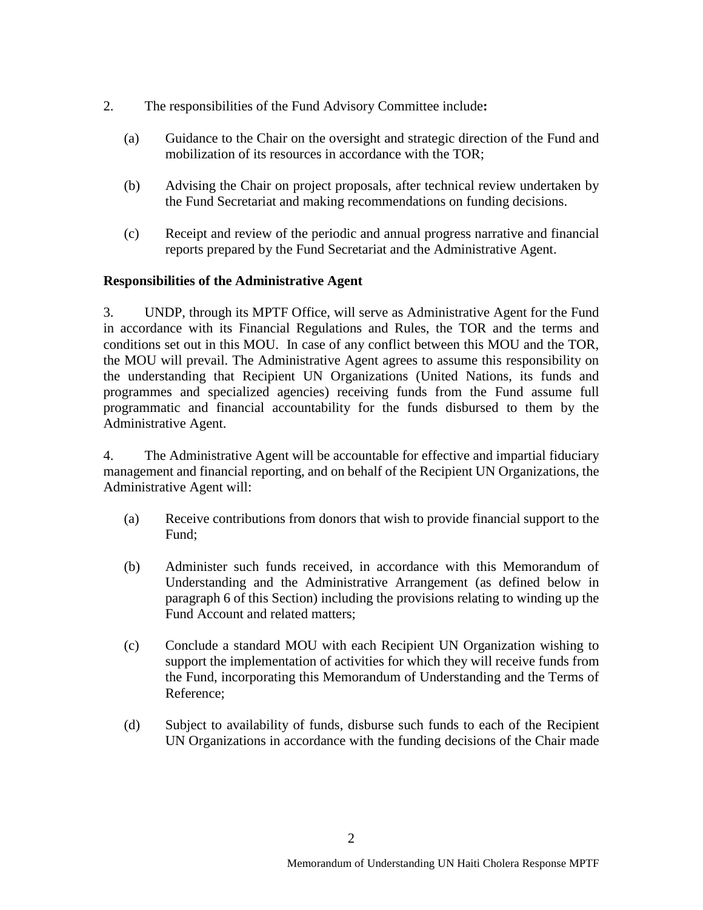2. The responsibilities of the Fund Advisory Committee include**:**

   (a) Guidance to the Chair on the oversight and strategic direction of the Fund and mobilization of its resources in accordance with the TOR;

   (b) Advising the Chair on project proposals, after technical review undertaken by the Fund Secretariat and making recommendations on funding decisions.

   (c) Receipt and review of the periodic and annual progress narrative and financial reports prepared by the Fund Secretariat and the Administrative Agent.

**Responsibilities of the Administrative Agent**

3. UNDP, through its MPTF Office, will serve as Administrative Agent for the Fund in accordance with its Financial Regulations and Rules, the TOR and the terms and conditions set out in this MOU. In case of any conflict between this MOU and the TOR, the MOU will prevail. The Administrative Agent agrees to assume this responsibility on the understanding that Recipient UN Organizations (United Nations, its funds and programmes and specialized agencies) receiving funds from the Fund assume full programmatic and financial accountability for the funds disbursed to them by the Administrative Agent.

4. The Administrative Agent will be accountable for effective and impartial fiduciary management and financial reporting, and on behalf of the Recipient UN Organizations, the Administrative Agent will:

   (a) Receive contributions from donors that wish to provide financial support to the Fund;

   (b) Administer such funds received, in accordance with this Memorandum of Understanding and the Administrative Arrangement (as defined below in paragraph 6 of this Section) including the provisions relating to winding up the Fund Account and related matters;

   (c) Conclude a standard MOU with each Recipient UN Organization wishing to support the implementation of activities for which they will receive funds from the Fund, incorporating this Memorandum of Understanding and the Terms of Reference;

   (d) Subject to availability of funds, disburse such funds to each of the Recipient UN Organizations in accordance with the funding decisions of the Chair made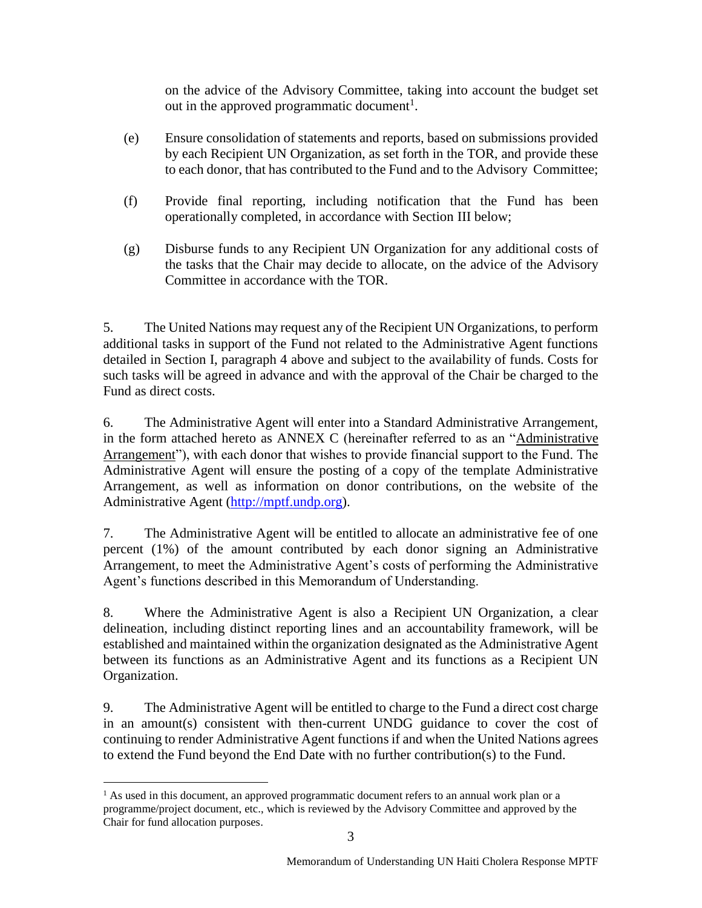on the advice of the Advisory Committee, taking into account the budget set out in the approved programmatic document[1].

(e) Ensure consolidation of statements and reports, based on submissions provided by each Recipient UN Organization, as set forth in the TOR, and provide these to each donor, that has contributed to the Fund and to the Advisory Committee;

(f) Provide final reporting, including notification that the Fund has been operationally completed, in accordance with Section III below;

(g) Disburse funds to any Recipient UN Organization for any additional costs of the tasks that the Chair may decide to allocate, on the advice of the Advisory Committee in accordance with the TOR.

5. The United Nations may request any of the Recipient UN Organizations, to perform additional tasks in support of the Fund not related to the Administrative Agent functions detailed in Section I, paragraph 4 above and subject to the availability of funds. Costs for such tasks will be agreed in advance and with the approval of the Chair be charged to the Fund as direct costs.

6. The Administrative Agent will enter into a Standard Administrative Arrangement, in the form attached hereto as ANNEX C (hereinafter referred to as an "Administrative Arrangement"), with each donor that wishes to provide financial support to the Fund. The Administrative Agent will ensure the posting of a copy of the template Administrative Arrangement, as well as information on donor contributions, on the website of the Administrative Agent (http://mptf.undp.org).

7. The Administrative Agent will be entitled to allocate an administrative fee of one percent (1%) of the amount contributed by each donor signing an Administrative Arrangement, to meet the Administrative Agent's costs of performing the Administrative Agent's functions described in this Memorandum of Understanding.

8. Where the Administrative Agent is also a Recipient UN Organization, a clear delineation, including distinct reporting lines and an accountability framework, will be established and maintained within the organization designated as the Administrative Agent between its functions as an Administrative Agent and its functions as a Recipient UN Organization.

9. The Administrative Agent will be entitled to charge to the Fund a direct cost charge in an amount(s) consistent with then-current UNDG guidance to cover the cost of continuing to render Administrative Agent functions if and when the United Nations agrees to extend the Fund beyond the End Date with no further contribution(s) to the Fund.

[1] As used in this document, an approved programmatic document refers to an annual work plan or a programme/project document, etc., which is reviewed by the Advisory Committee and approved by the Chair for fund allocation purposes.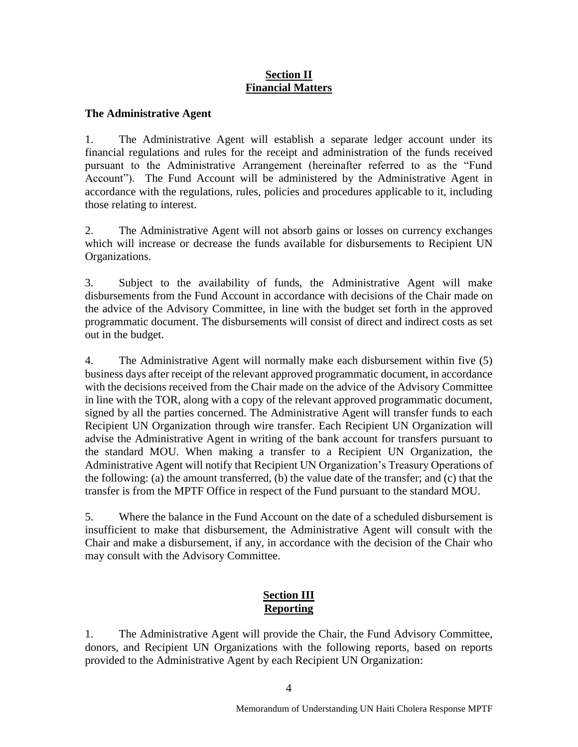## Section II
## Financial Matters

**The Administrative Agent**

1. The Administrative Agent will establish a separate ledger account under its financial regulations and rules for the receipt and administration of the funds received pursuant to the Administrative Arrangement (hereinafter referred to as the "Fund Account"). The Fund Account will be administered by the Administrative Agent in accordance with the regulations, rules, policies and procedures applicable to it, including those relating to interest.

2. The Administrative Agent will not absorb gains or losses on currency exchanges which will increase or decrease the funds available for disbursements to Recipient UN Organizations.

3. Subject to the availability of funds, the Administrative Agent will make disbursements from the Fund Account in accordance with decisions of the Chair made on the advice of the Advisory Committee, in line with the budget set forth in the approved programmatic document. The disbursements will consist of direct and indirect costs as set out in the budget.

4. The Administrative Agent will normally make each disbursement within five (5) business days after receipt of the relevant approved programmatic document, in accordance with the decisions received from the Chair made on the advice of the Advisory Committee in line with the TOR, along with a copy of the relevant approved programmatic document, signed by all the parties concerned. The Administrative Agent will transfer funds to each Recipient UN Organization through wire transfer. Each Recipient UN Organization will advise the Administrative Agent in writing of the bank account for transfers pursuant to the standard MOU. When making a transfer to a Recipient UN Organization, the Administrative Agent will notify that Recipient UN Organization's Treasury Operations of the following: (a) the amount transferred, (b) the value date of the transfer; and (c) that the transfer is from the MPTF Office in respect of the Fund pursuant to the standard MOU.

5. Where the balance in the Fund Account on the date of a scheduled disbursement is insufficient to make that disbursement, the Administrative Agent will consult with the Chair and make a disbursement, if any, in accordance with the decision of the Chair who may consult with the Advisory Committee.

## Section III
## Reporting

1. The Administrative Agent will provide the Chair, the Fund Advisory Committee, donors, and Recipient UN Organizations with the following reports, based on reports provided to the Administrative Agent by each Recipient UN Organization: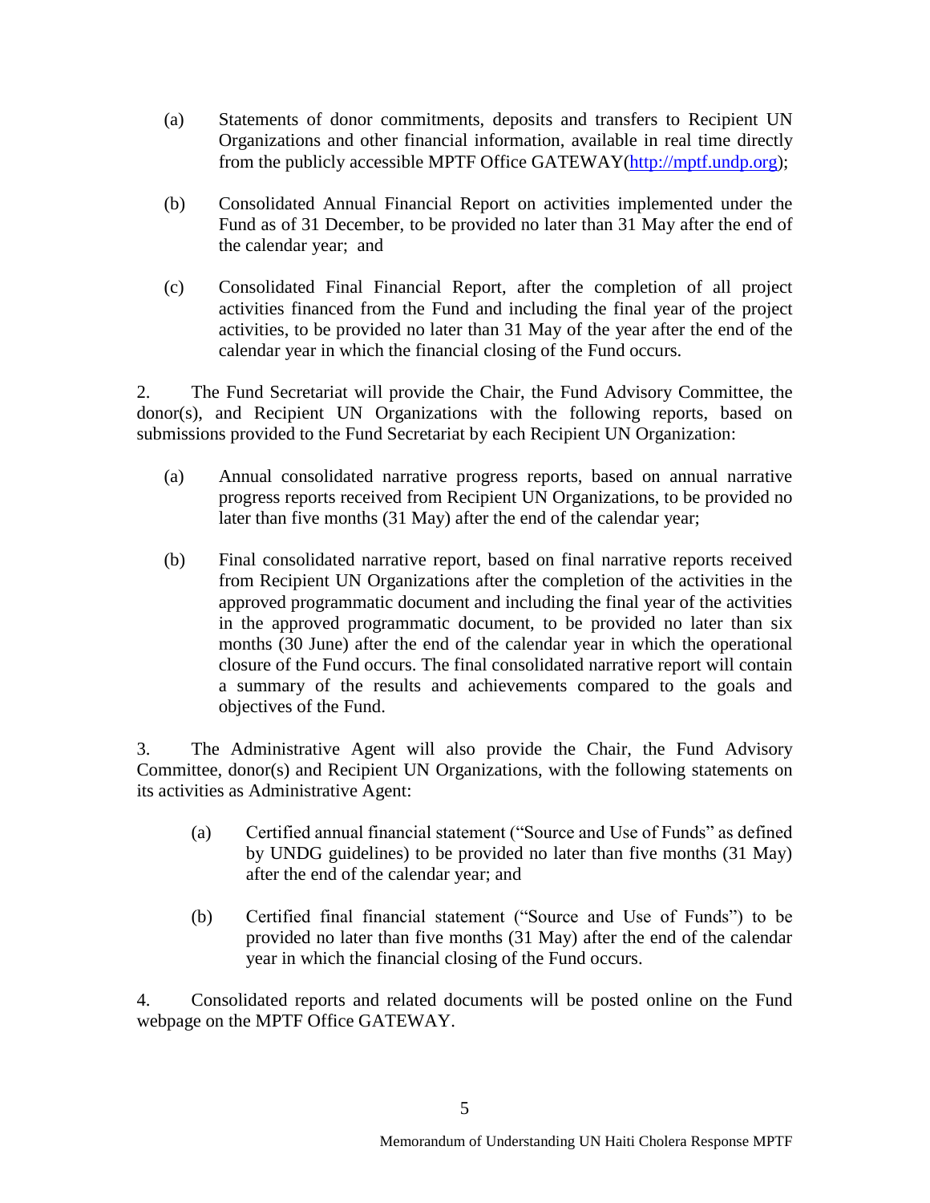(a) Statements of donor commitments, deposits and transfers to Recipient UN Organizations and other financial information, available in real time directly from the publicly accessible MPTF Office GATEWAY(http://mptf.undp.org);

(b) Consolidated Annual Financial Report on activities implemented under the Fund as of 31 December, to be provided no later than 31 May after the end of the calendar year; and

(c) Consolidated Final Financial Report, after the completion of all project activities financed from the Fund and including the final year of the project activities, to be provided no later than 31 May of the year after the end of the calendar year in which the financial closing of the Fund occurs.

2. The Fund Secretariat will provide the Chair, the Fund Advisory Committee, the donor(s), and Recipient UN Organizations with the following reports, based on submissions provided to the Fund Secretariat by each Recipient UN Organization:

(a) Annual consolidated narrative progress reports, based on annual narrative progress reports received from Recipient UN Organizations, to be provided no later than five months (31 May) after the end of the calendar year;

(b) Final consolidated narrative report, based on final narrative reports received from Recipient UN Organizations after the completion of the activities in the approved programmatic document and including the final year of the activities in the approved programmatic document, to be provided no later than six months (30 June) after the end of the calendar year in which the operational closure of the Fund occurs. The final consolidated narrative report will contain a summary of the results and achievements compared to the goals and objectives of the Fund.

3. The Administrative Agent will also provide the Chair, the Fund Advisory Committee, donor(s) and Recipient UN Organizations, with the following statements on its activities as Administrative Agent:

(a) Certified annual financial statement ("Source and Use of Funds" as defined by UNDG guidelines) to be provided no later than five months (31 May) after the end of the calendar year; and

(b) Certified final financial statement ("Source and Use of Funds") to be provided no later than five months (31 May) after the end of the calendar year in which the financial closing of the Fund occurs.

4. Consolidated reports and related documents will be posted online on the Fund webpage on the MPTF Office GATEWAY.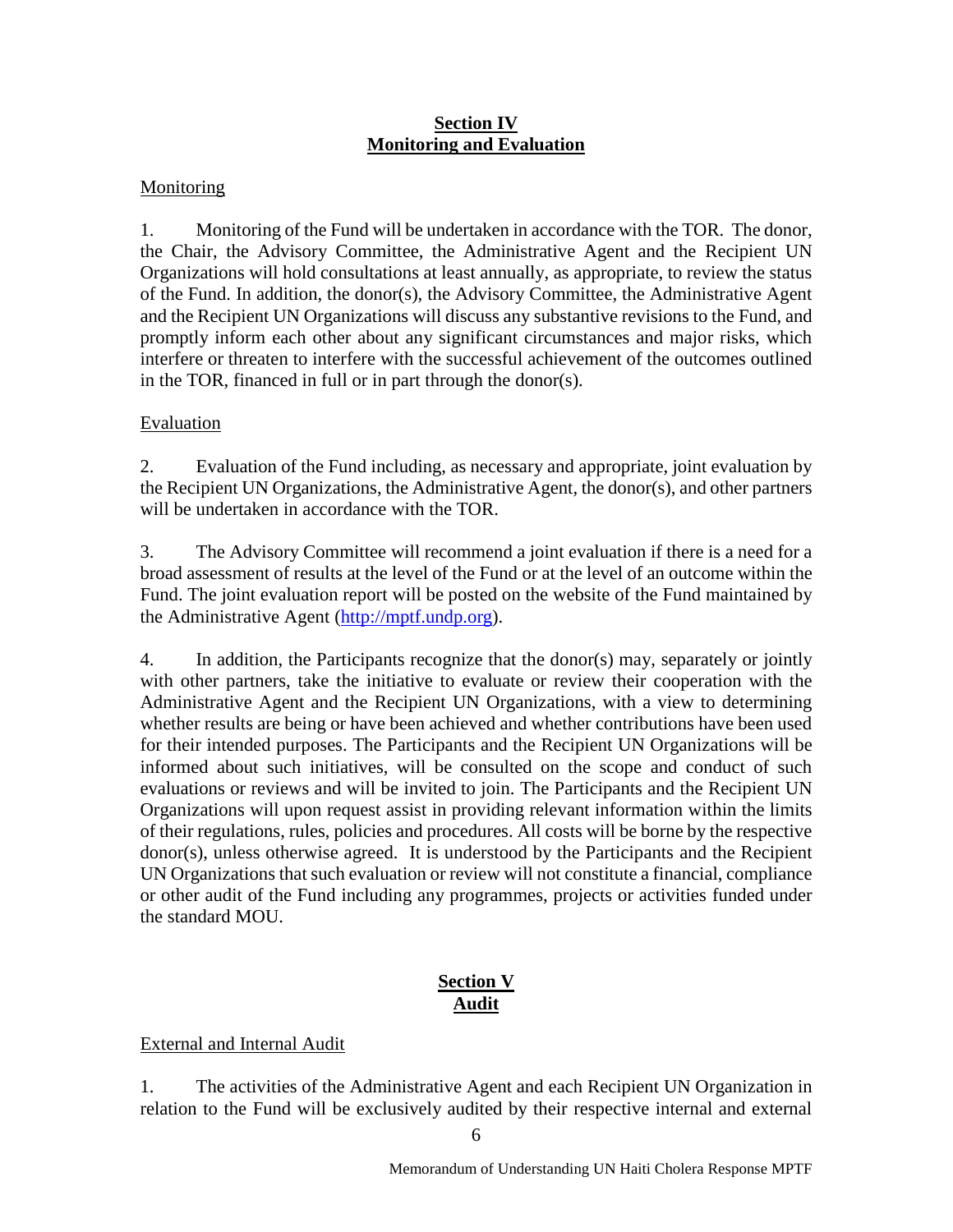## Section IV
## Monitoring and Evaluation

Monitoring

1. Monitoring of the Fund will be undertaken in accordance with the TOR. The donor, the Chair, the Advisory Committee, the Administrative Agent and the Recipient UN Organizations will hold consultations at least annually, as appropriate, to review the status of the Fund. In addition, the donor(s), the Advisory Committee, the Administrative Agent and the Recipient UN Organizations will discuss any substantive revisions to the Fund, and promptly inform each other about any significant circumstances and major risks, which interfere or threaten to interfere with the successful achievement of the outcomes outlined in the TOR, financed in full or in part through the donor(s).

Evaluation

2. Evaluation of the Fund including, as necessary and appropriate, joint evaluation by the Recipient UN Organizations, the Administrative Agent, the donor(s), and other partners will be undertaken in accordance with the TOR.

3. The Advisory Committee will recommend a joint evaluation if there is a need for a broad assessment of results at the level of the Fund or at the level of an outcome within the Fund. The joint evaluation report will be posted on the website of the Fund maintained by the Administrative Agent (http://mptf.undp.org).

4. In addition, the Participants recognize that the donor(s) may, separately or jointly with other partners, take the initiative to evaluate or review their cooperation with the Administrative Agent and the Recipient UN Organizations, with a view to determining whether results are being or have been achieved and whether contributions have been used for their intended purposes. The Participants and the Recipient UN Organizations will be informed about such initiatives, will be consulted on the scope and conduct of such evaluations or reviews and will be invited to join. The Participants and the Recipient UN Organizations will upon request assist in providing relevant information within the limits of their regulations, rules, policies and procedures. All costs will be borne by the respective donor(s), unless otherwise agreed. It is understood by the Participants and the Recipient UN Organizations that such evaluation or review will not constitute a financial, compliance or other audit of the Fund including any programmes, projects or activities funded under the standard MOU.

## Section V
## Audit

External and Internal Audit

1. The activities of the Administrative Agent and each Recipient UN Organization in relation to the Fund will be exclusively audited by their respective internal and external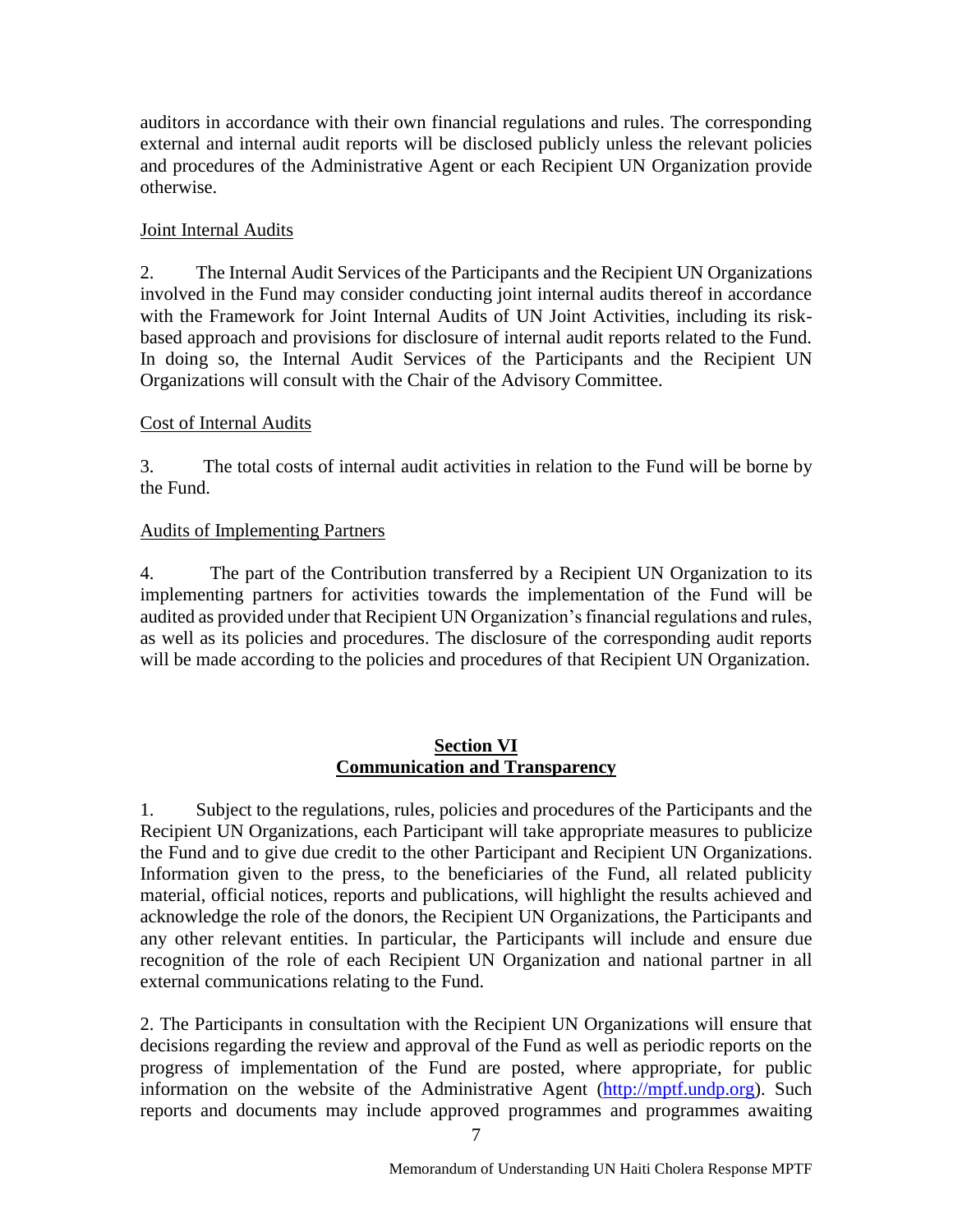auditors in accordance with their own financial regulations and rules. The corresponding external and internal audit reports will be disclosed publicly unless the relevant policies and procedures of the Administrative Agent or each Recipient UN Organization provide otherwise.

Joint Internal Audits

2. The Internal Audit Services of the Participants and the Recipient UN Organizations involved in the Fund may consider conducting joint internal audits thereof in accordance with the Framework for Joint Internal Audits of UN Joint Activities, including its risk-based approach and provisions for disclosure of internal audit reports related to the Fund. In doing so, the Internal Audit Services of the Participants and the Recipient UN Organizations will consult with the Chair of the Advisory Committee.

Cost of Internal Audits

3. The total costs of internal audit activities in relation to the Fund will be borne by the Fund.

Audits of Implementing Partners

4. The part of the Contribution transferred by a Recipient UN Organization to its implementing partners for activities towards the implementation of the Fund will be audited as provided under that Recipient UN Organization's financial regulations and rules, as well as its policies and procedures. The disclosure of the corresponding audit reports will be made according to the policies and procedures of that Recipient UN Organization.

## Section VI
## Communication and Transparency

1. Subject to the regulations, rules, policies and procedures of the Participants and the Recipient UN Organizations, each Participant will take appropriate measures to publicize the Fund and to give due credit to the other Participant and Recipient UN Organizations. Information given to the press, to the beneficiaries of the Fund, all related publicity material, official notices, reports and publications, will highlight the results achieved and acknowledge the role of the donors, the Recipient UN Organizations, the Participants and any other relevant entities. In particular, the Participants will include and ensure due recognition of the role of each Recipient UN Organization and national partner in all external communications relating to the Fund.

2. The Participants in consultation with the Recipient UN Organizations will ensure that decisions regarding the review and approval of the Fund as well as periodic reports on the progress of implementation of the Fund are posted, where appropriate, for public information on the website of the Administrative Agent (http://mptf.undp.org). Such reports and documents may include approved programmes and programmes awaiting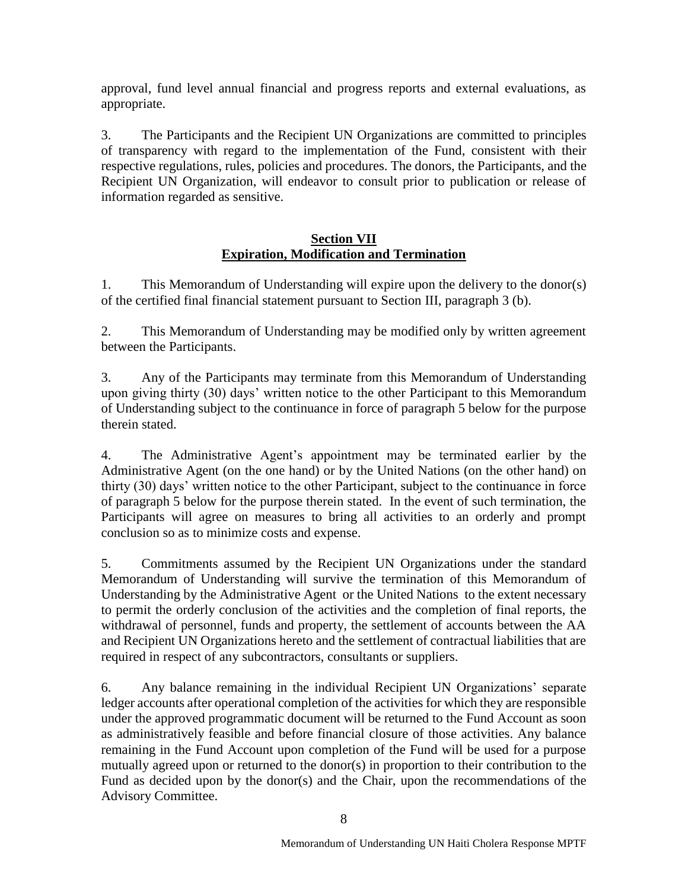approval, fund level annual financial and progress reports and external evaluations, as appropriate.

3. The Participants and the Recipient UN Organizations are committed to principles of transparency with regard to the implementation of the Fund, consistent with their respective regulations, rules, policies and procedures. The donors, the Participants, and the Recipient UN Organization, will endeavor to consult prior to publication or release of information regarded as sensitive.

## Section VII
## Expiration, Modification and Termination

1. This Memorandum of Understanding will expire upon the delivery to the donor(s) of the certified final financial statement pursuant to Section III, paragraph 3 (b).

2. This Memorandum of Understanding may be modified only by written agreement between the Participants.

3. Any of the Participants may terminate from this Memorandum of Understanding upon giving thirty (30) days' written notice to the other Participant to this Memorandum of Understanding subject to the continuance in force of paragraph 5 below for the purpose therein stated.

4. The Administrative Agent's appointment may be terminated earlier by the Administrative Agent (on the one hand) or by the United Nations (on the other hand) on thirty (30) days' written notice to the other Participant, subject to the continuance in force of paragraph 5 below for the purpose therein stated. In the event of such termination, the Participants will agree on measures to bring all activities to an orderly and prompt conclusion so as to minimize costs and expense.

5. Commitments assumed by the Recipient UN Organizations under the standard Memorandum of Understanding will survive the termination of this Memorandum of Understanding by the Administrative Agent or the United Nations to the extent necessary to permit the orderly conclusion of the activities and the completion of final reports, the withdrawal of personnel, funds and property, the settlement of accounts between the AA and Recipient UN Organizations hereto and the settlement of contractual liabilities that are required in respect of any subcontractors, consultants or suppliers.

6. Any balance remaining in the individual Recipient UN Organizations' separate ledger accounts after operational completion of the activities for which they are responsible under the approved programmatic document will be returned to the Fund Account as soon as administratively feasible and before financial closure of those activities. Any balance remaining in the Fund Account upon completion of the Fund will be used for a purpose mutually agreed upon or returned to the donor(s) in proportion to their contribution to the Fund as decided upon by the donor(s) and the Chair, upon the recommendations of the Advisory Committee.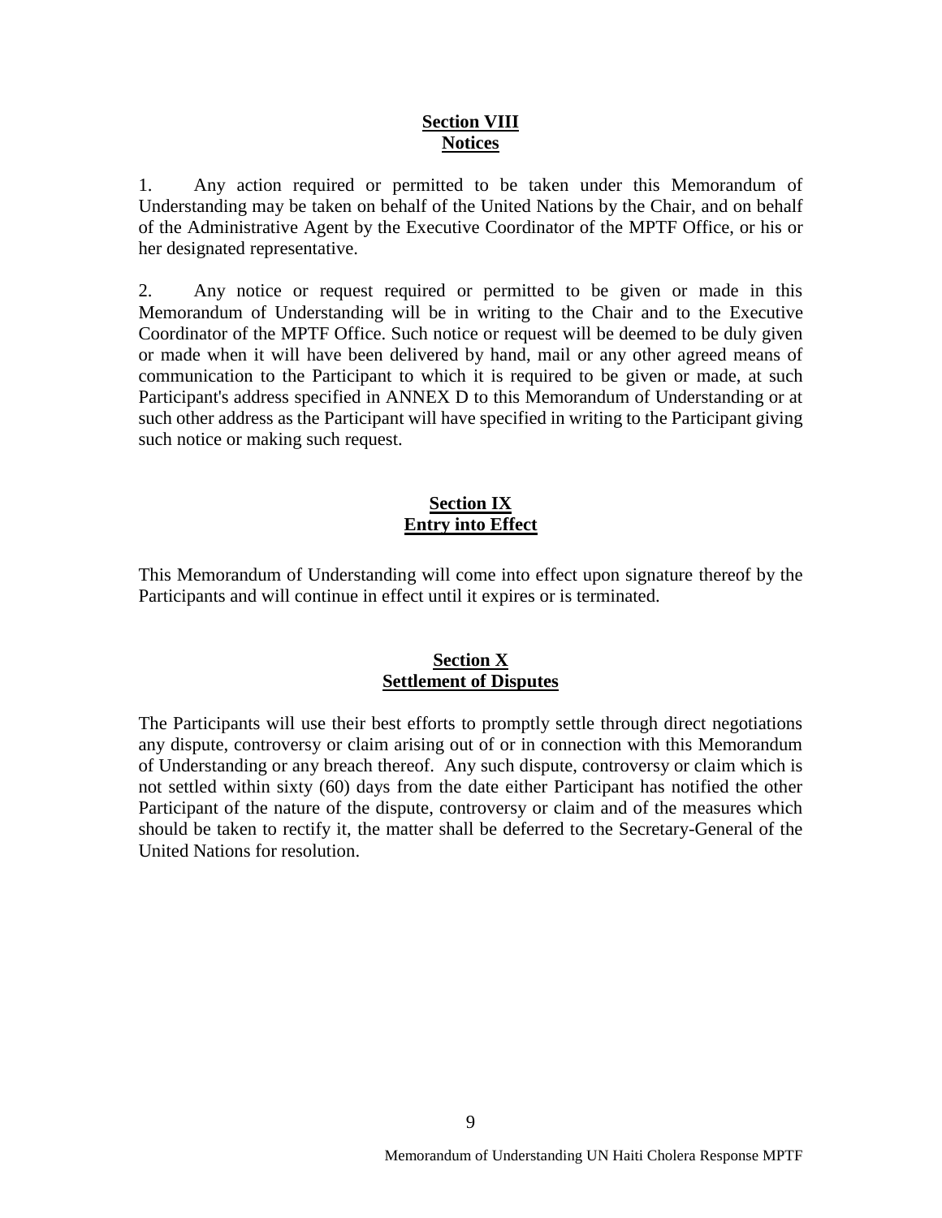## Section VIII
## Notices

1. Any action required or permitted to be taken under this Memorandum of Understanding may be taken on behalf of the United Nations by the Chair, and on behalf of the Administrative Agent by the Executive Coordinator of the MPTF Office, or his or her designated representative.

2. Any notice or request required or permitted to be given or made in this Memorandum of Understanding will be in writing to the Chair and to the Executive Coordinator of the MPTF Office. Such notice or request will be deemed to be duly given or made when it will have been delivered by hand, mail or any other agreed means of communication to the Participant to which it is required to be given or made, at such Participant's address specified in ANNEX D to this Memorandum of Understanding or at such other address as the Participant will have specified in writing to the Participant giving such notice or making such request.

## Section IX
## Entry into Effect

This Memorandum of Understanding will come into effect upon signature thereof by the Participants and will continue in effect until it expires or is terminated.

## Section X
## Settlement of Disputes

The Participants will use their best efforts to promptly settle through direct negotiations any dispute, controversy or claim arising out of or in connection with this Memorandum of Understanding or any breach thereof. Any such dispute, controversy or claim which is not settled within sixty (60) days from the date either Participant has notified the other Participant of the nature of the dispute, controversy or claim and of the measures which should be taken to rectify it, the matter shall be deferred to the Secretary-General of the United Nations for resolution.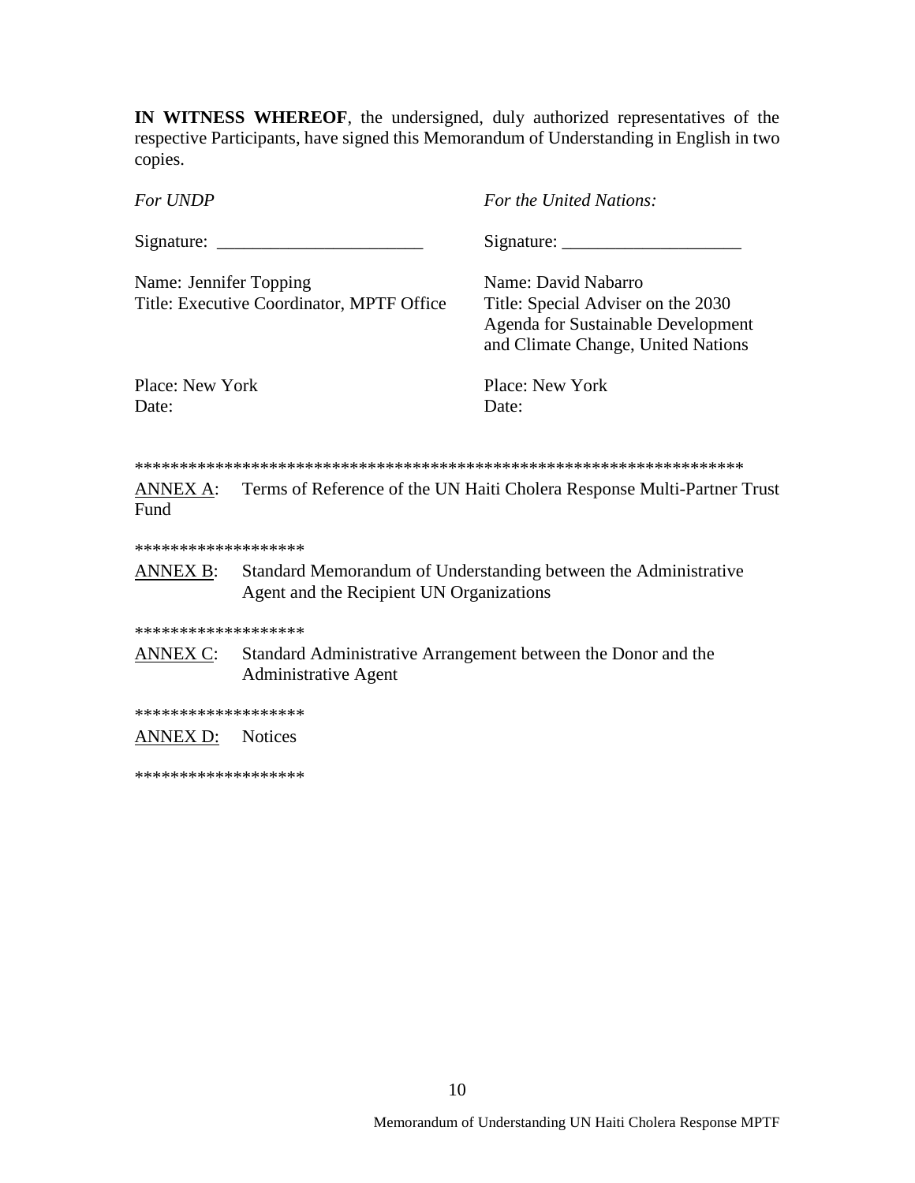**IN WITNESS WHEREOF**, the undersigned, duly authorized representatives of the respective Participants, have signed this Memorandum of Understanding in English in two copies.

*For UNDP*

Signature: _______________________

Name: Jennifer Topping
Title: Executive Coordinator, MPTF Office

Place: New York
Date:

*For the United Nations:*

Signature: ____________________

Name: David Nabarro
Title: Special Adviser on the 2030 Agenda for Sustainable Development and Climate Change, United Nations

Place: New York
Date:

*********************************************************************

<u>ANNEX A</u>: Terms of Reference of the UN Haiti Cholera Response Multi-Partner Trust Fund

*******************

<u>ANNEX B</u>: Standard Memorandum of Understanding between the Administrative Agent and the Recipient UN Organizations

*******************

<u>ANNEX C</u>: Standard Administrative Arrangement between the Donor and the Administrative Agent

*******************

<u>ANNEX D:</u> Notices

*******************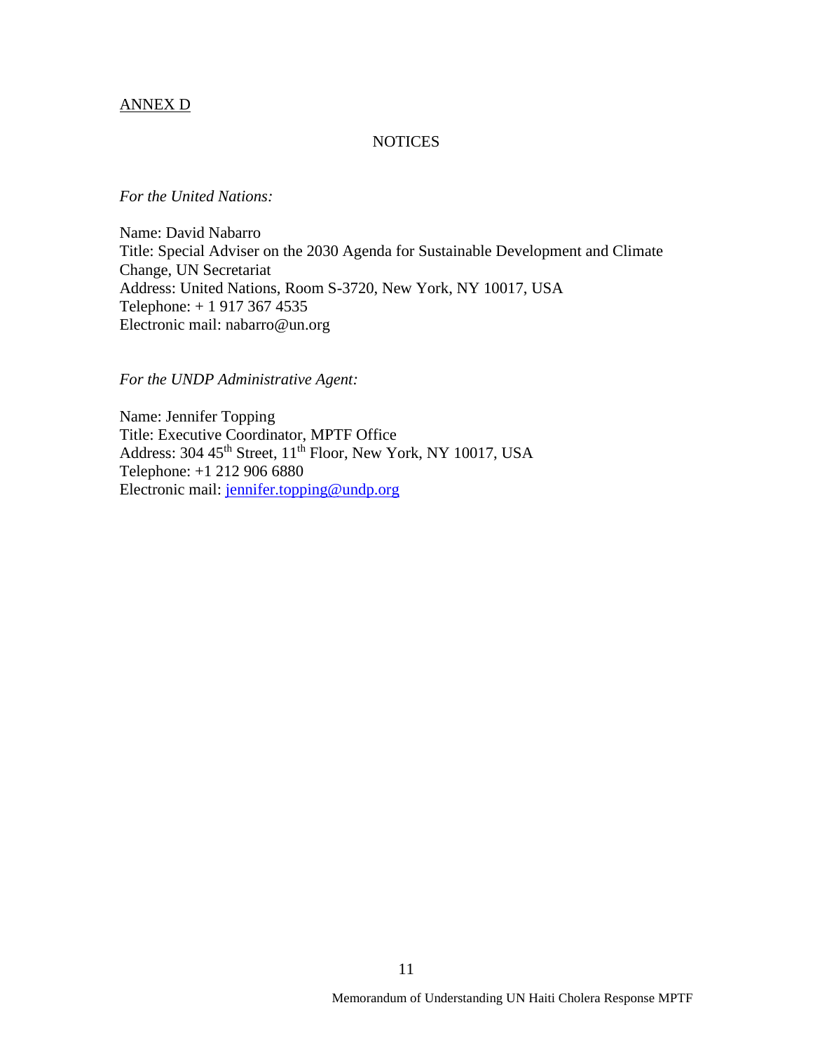ANNEX D

NOTICES

*For the United Nations:*

Name: David Nabarro
Title: Special Adviser on the 2030 Agenda for Sustainable Development and Climate Change, UN Secretariat
Address: United Nations, Room S-3720, New York, NY 10017, USA
Telephone: + 1 917 367 4535
Electronic mail: nabarro@un.org

*For the UNDP Administrative Agent:*

Name: Jennifer Topping
Title: Executive Coordinator, MPTF Office
Address: 304 45th Street, 11th Floor, New York, NY 10017, USA
Telephone: +1 212 906 6880
Electronic mail: jennifer.topping@undp.org